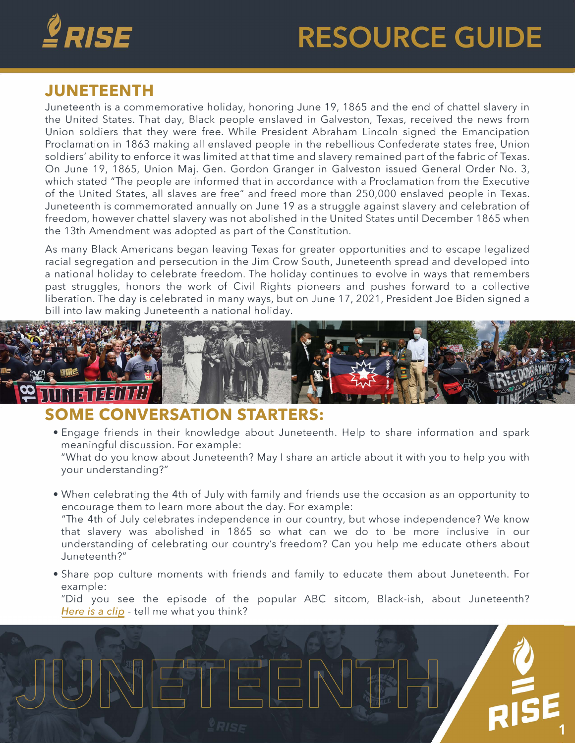# RESOURCE GUIDE

## JUNETEENTH

Juneteenth is a commemorative holiday, honoring June 19, 1865 and the end of chattel slavery in the United States. That day, Black people enslaved in Galveston, Texas, received the news from Union soldiers that they were free. While President Abraham Lincoln signed the Emancipation Proclamation in 1863 making all enslaved people in the rebellious Confederate states free, Union soldiers' ability to enforce it was limited at that time and slavery remained part of the fabric of Texas. On June 19, 1865, Union Maj. Gen. Gordon Granger in Galveston issued General Order No. 3, which stated "The people are informed that in accordance with a Proclamation from the Executive of the United States, all slaves are free" and freed more than 250,000 enslaved people in Texas. Juneteenth is commemorated annually on June 19 as a struggle against slavery and celebration of freedom, however chattel slavery was not abolished in the United States until December 1865 when the 13th Amendment was adopted as part of the Constitution.

As many Black Americans began leaving Texas for greater opportunities and to escape legalized racial segregation and persecution in the Jim Crow South, Juneteenth spread and developed into a national holiday to celebrate freedom. The holiday continues to evolve in ways that remembers past struggles, honors the work of Civil Rights pioneers and pushes forward to a collective liberation. The day is celebrated in many ways, but on June 17, 2021, President Joe Biden signed a bill into law making Juneteenth a national holiday.

## SOME CONVERSATION STARTERS:

- Engage friends in their knowledge about Juneteenth. Help to share information and spark meaningful discussion. For example:
  "What do you know about Juneteenth? May I share an article about it with you to help you with your understanding?"

- When celebrating the 4th of July with family and friends use the occasion as an opportunity to encourage them to learn more about the day. For example:
  "The 4th of July celebrates independence in our country, but whose independence? We know that slavery was abolished in 1865 so what can we do to be more inclusive in our understanding of celebrating our country's freedom? Can you help me educate others about Juneteenth?"

- Share pop culture moments with friends and family to educate them about Juneteenth. For example:
  "Did you see the episode of the popular ABC sitcom, Black-ish, about Juneteenth? *Here is a clip* - tell me what you think?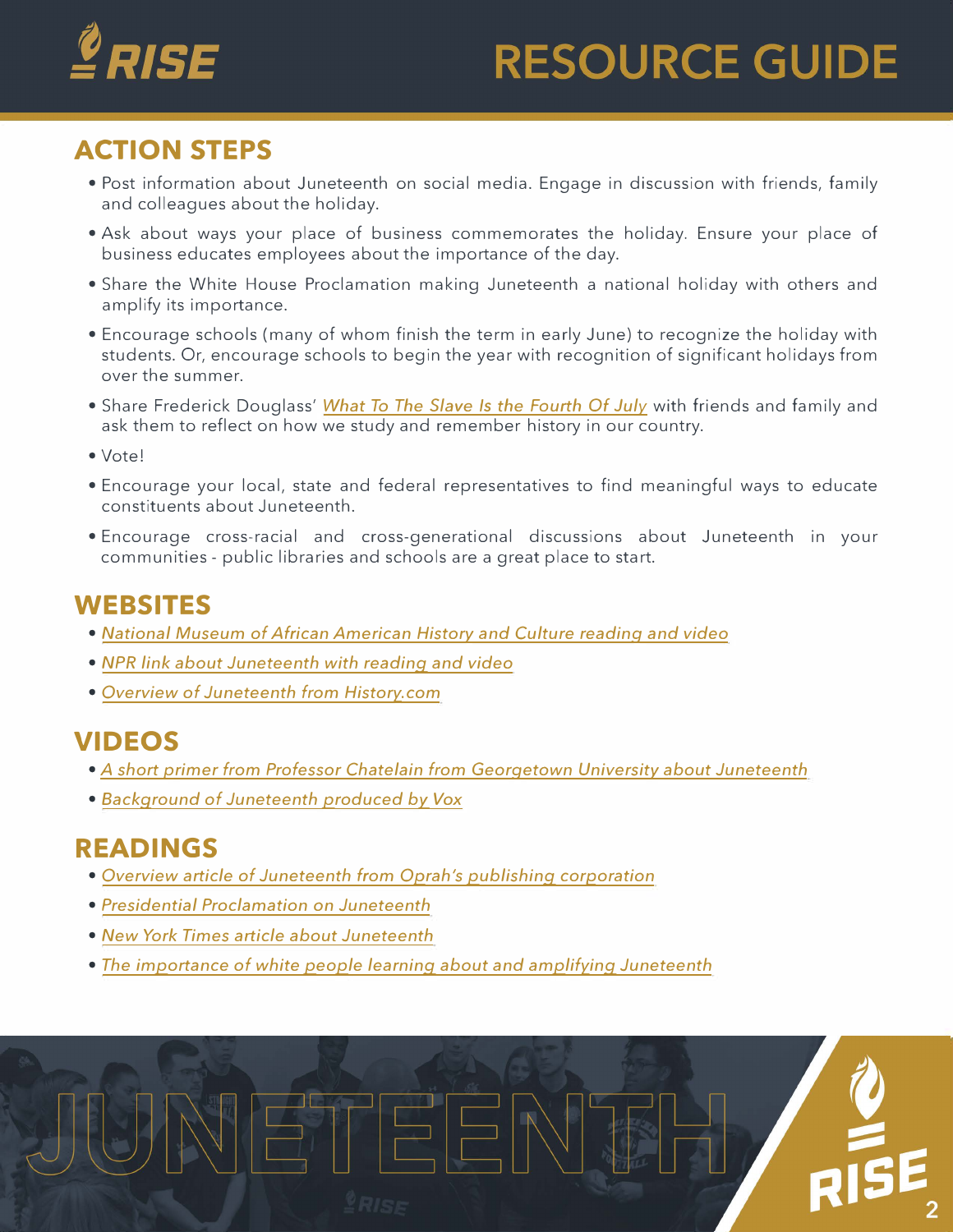# RESOURCE GUIDE

## ACTION STEPS

- Post information about Juneteenth on social media. Engage in discussion with friends, family and colleagues about the holiday.
- Ask about ways your place of business commemorates the holiday. Ensure your place of business educates employees about the importance of the day.
- Share the White House Proclamation making Juneteenth a national holiday with others and amplify its importance.
- Encourage schools (many of whom finish the term in early June) to recognize the holiday with students. Or, encourage schools to begin the year with recognition of significant holidays from over the summer.
- Share Frederick Douglass' *What To The Slave Is the Fourth Of July* with friends and family and ask them to reflect on how we study and remember history in our country.
- Vote!
- Encourage your local, state and federal representatives to find meaningful ways to educate constituents about Juneteenth.
- Encourage cross-racial and cross-generational discussions about Juneteenth in your communities - public libraries and schools are a great place to start.

## WEBSITES

- *National Museum of African American History and Culture reading and video*
- *NPR link about Juneteenth with reading and video*
- *Overview of Juneteenth from History.com*

## VIDEOS

- *A short primer from Professor Chatelain from Georgetown University about Juneteenth*
- *Background of Juneteenth produced by Vox*

## READINGS

- *Overview article of Juneteenth from Oprah's publishing corporation*
- *Presidential Proclamation on Juneteenth*
- *New York Times article about Juneteenth*
- *The importance of white people learning about and amplifying Juneteenth*

JUNETEENTH